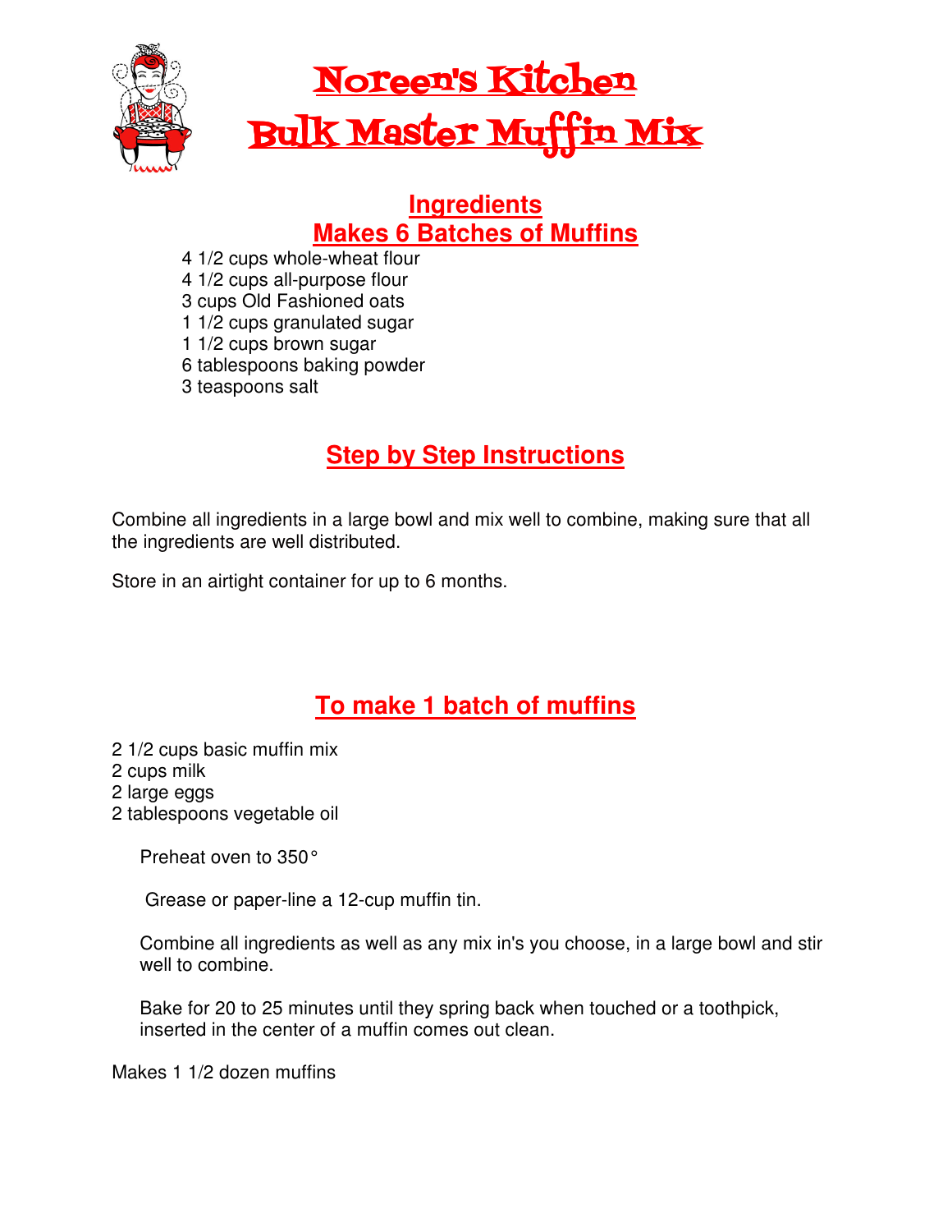# Noreen's Kitchen
# Bulk Master Muffin Mix

## Ingredients
## Makes 6 Batches of Muffins

4 1/2 cups whole-wheat flour
4 1/2 cups all-purpose flour
3 cups Old Fashioned oats
1 1/2 cups granulated sugar
1 1/2 cups brown sugar
6 tablespoons baking powder
3 teaspoons salt

## Step by Step Instructions

Combine all ingredients in a large bowl and mix well to combine, making sure that all the ingredients are well distributed.

Store in an airtight container for up to 6 months.

## To make 1 batch of muffins

2 1/2 cups basic muffin mix
2 cups milk
2 large eggs
2 tablespoons vegetable oil

Preheat oven to 350°

Grease or paper-line a 12-cup muffin tin.

Combine all ingredients as well as any mix in's you choose, in a large bowl and stir well to combine.

Bake for 20 to 25 minutes until they spring back when touched or a toothpick, inserted in the center of a muffin comes out clean.

Makes 1 1/2 dozen muffins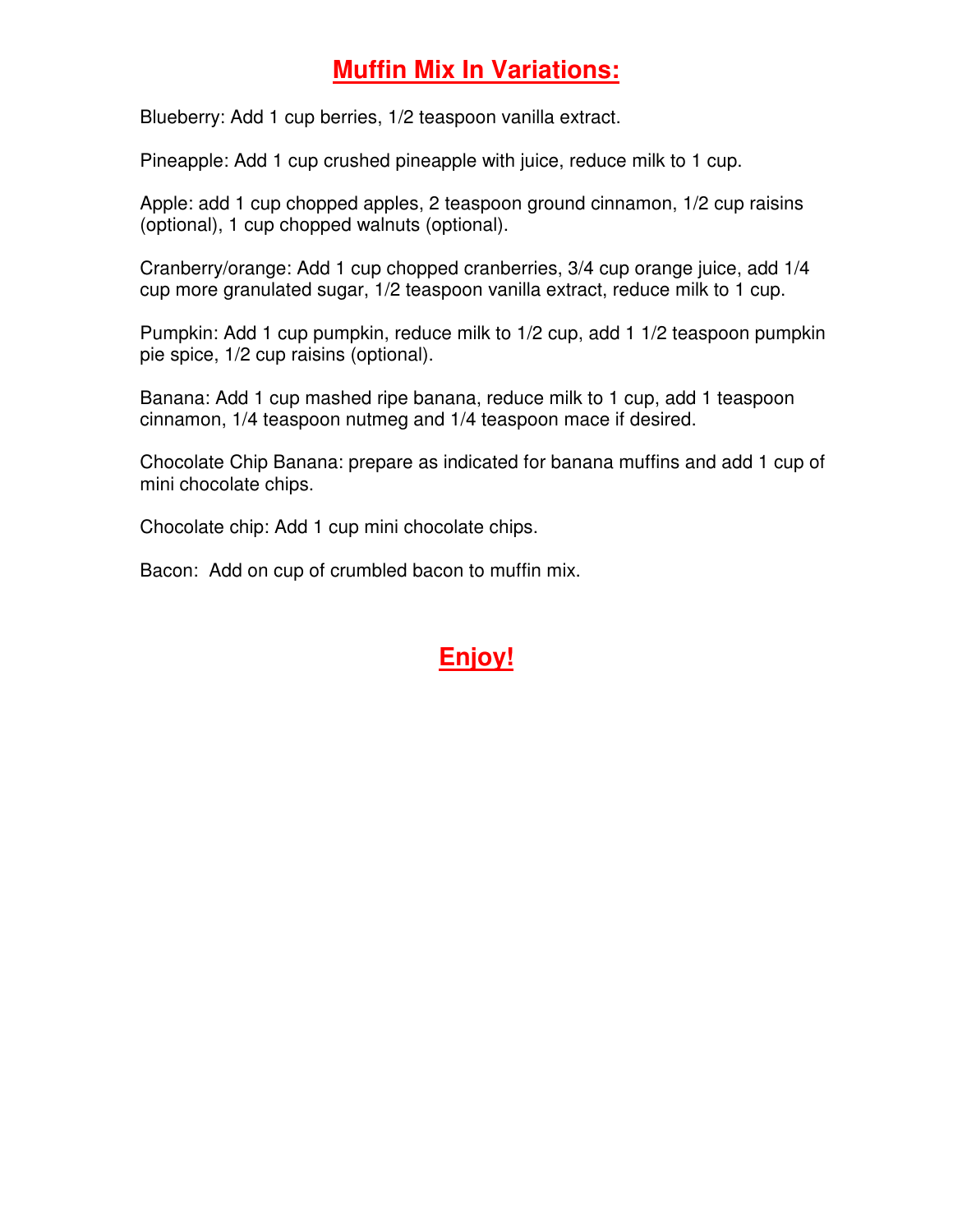# Muffin Mix In Variations:

Blueberry: Add 1 cup berries, 1/2 teaspoon vanilla extract.

Pineapple: Add 1 cup crushed pineapple with juice, reduce milk to 1 cup.

Apple: add 1 cup chopped apples, 2 teaspoon ground cinnamon, 1/2 cup raisins (optional), 1 cup chopped walnuts (optional).

Cranberry/orange: Add 1 cup chopped cranberries, 3/4 cup orange juice, add 1/4 cup more granulated sugar, 1/2 teaspoon vanilla extract, reduce milk to 1 cup.

Pumpkin: Add 1 cup pumpkin, reduce milk to 1/2 cup, add 1 1/2 teaspoon pumpkin pie spice, 1/2 cup raisins (optional).

Banana: Add 1 cup mashed ripe banana, reduce milk to 1 cup, add 1 teaspoon cinnamon, 1/4 teaspoon nutmeg and 1/4 teaspoon mace if desired.

Chocolate Chip Banana: prepare as indicated for banana muffins and add 1 cup of mini chocolate chips.

Chocolate chip: Add 1 cup mini chocolate chips.

Bacon: Add on cup of crumbled bacon to muffin mix.

## Enjoy!